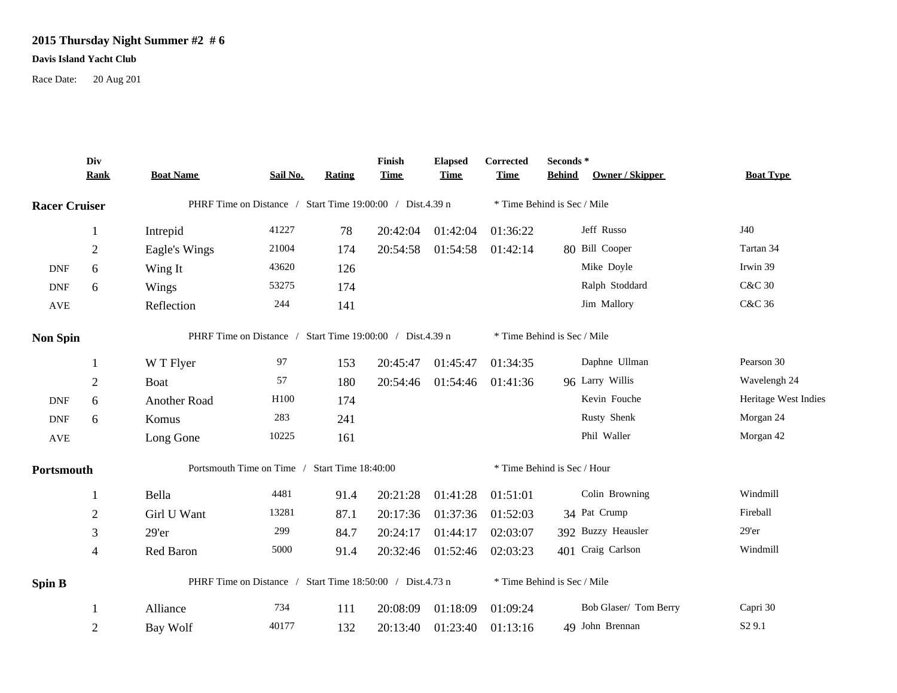# 2015 Thursday Night Summer #2 # 6

**Davis Island Yacht Club**

Race Date: 20 Aug 201

| | Div Rank | Boat Name | Sail No. | Rating | Finish Time | Elapsed Time | Corrected Time | Seconds * Behind | Owner / Skipper | Boat Type |
|---|---|---|---|---|---|---|---|---|---|---|
| **Racer Cruiser** | | PHRF Time on Distance / Start Time 19:00:00 / Dist.4.39 n | | | | | | * Time Behind is Sec / Mile | | |
| | 1 | Intrepid | 41227 | 78 | 20:42:04 | 01:42:04 | 01:36:22 | | Jeff Russo | J40 |
| | 2 | Eagle's Wings | 21004 | 174 | 20:54:58 | 01:54:58 | 01:42:14 | 80 | Bill Cooper | Tartan 34 |
| DNF | 6 | Wing It | 43620 | 126 | | | | | Mike Doyle | Irwin 39 |
| DNF | 6 | Wings | 53275 | 174 | | | | | Ralph Stoddard | C&C 30 |
| AVE | | Reflection | 244 | 141 | | | | | Jim Mallory | C&C 36 |
| **Non Spin** | | PHRF Time on Distance / Start Time 19:00:00 / Dist.4.39 n | | | | | | * Time Behind is Sec / Mile | | |
| | 1 | W T Flyer | 97 | 153 | 20:45:47 | 01:45:47 | 01:34:35 | | Daphne Ullman | Pearson 30 |
| | 2 | Boat | 57 | 180 | 20:54:46 | 01:54:46 | 01:41:36 | 96 | Larry Willis | Wavelengh 24 |
| DNF | 6 | Another Road | H100 | 174 | | | | | Kevin Fouche | Heritage West Indies |
| DNF | 6 | Komus | 283 | 241 | | | | | Rusty Shenk | Morgan 24 |
| AVE | | Long Gone | 10225 | 161 | | | | | Phil Waller | Morgan 42 |
| **Portsmouth** | | Portsmouth Time on Time / Start Time 18:40:00 | | | | | | * Time Behind is Sec / Hour | | |
| | 1 | Bella | 4481 | 91.4 | 20:21:28 | 01:41:28 | 01:51:01 | | Colin Browning | Windmill |
| | 2 | Girl U Want | 13281 | 87.1 | 20:17:36 | 01:37:36 | 01:52:03 | 34 | Pat Crump | Fireball |
| | 3 | 29'er | 299 | 84.7 | 20:24:17 | 01:44:17 | 02:03:07 | 392 | Buzzy Heausler | 29'er |
| | 4 | Red Baron | 5000 | 91.4 | 20:32:46 | 01:52:46 | 02:03:23 | 401 | Craig Carlson | Windmill |
| **Spin B** | | PHRF Time on Distance / Start Time 18:50:00 / Dist.4.73 n | | | | | | * Time Behind is Sec / Mile | | |
| | 1 | Alliance | 734 | 111 | 20:08:09 | 01:18:09 | 01:09:24 | | Bob Glaser/ Tom Berry | Capri 30 |
| | 2 | Bay Wolf | 40177 | 132 | 20:13:40 | 01:23:40 | 01:13:16 | 49 | John Brennan | S2 9.1 |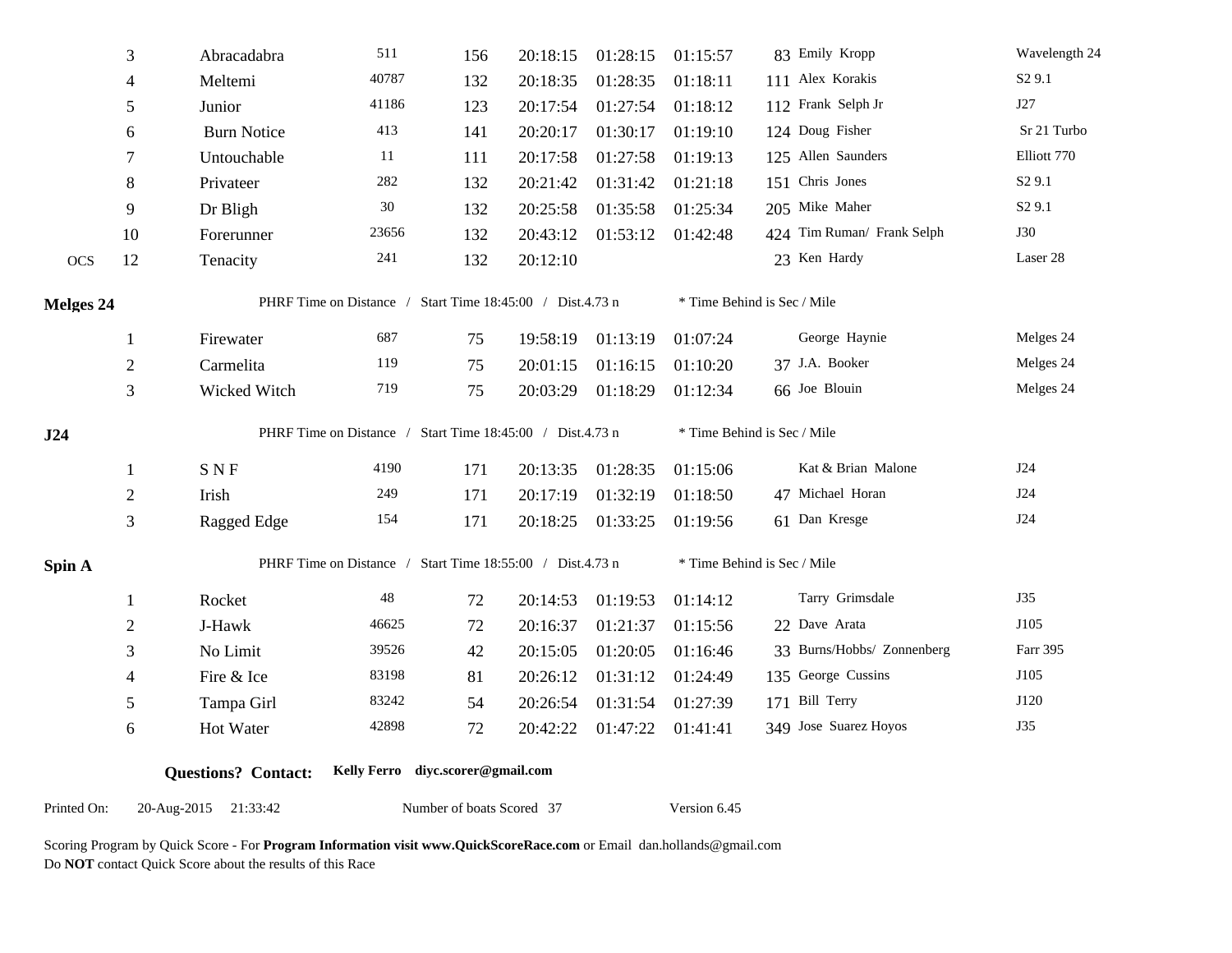| | | | | | | | | | | |
|---|---|---|---|---|---|---|---|---|---|---|
| | 3 | Abracadabra | 511 | 156 | 20:18:15 | 01:28:15 | 01:15:57 | 83 | Emily Kropp | Wavelength 24 |
| | 4 | Meltemi | 40787 | 132 | 20:18:35 | 01:28:35 | 01:18:11 | 111 | Alex Korakis | S2 9.1 |
| | 5 | Junior | 41186 | 123 | 20:17:54 | 01:27:54 | 01:18:12 | 112 | Frank Selph Jr | J27 |
| | 6 | Burn Notice | 413 | 141 | 20:20:17 | 01:30:17 | 01:19:10 | 124 | Doug Fisher | Sr 21 Turbo |
| | 7 | Untouchable | 11 | 111 | 20:17:58 | 01:27:58 | 01:19:13 | 125 | Allen Saunders | Elliott 770 |
| | 8 | Privateer | 282 | 132 | 20:21:42 | 01:31:42 | 01:21:18 | 151 | Chris Jones | S2 9.1 |
| | 9 | Dr Bligh | 30 | 132 | 20:25:58 | 01:35:58 | 01:25:34 | 205 | Mike Maher | S2 9.1 |
| | 10 | Forerunner | 23656 | 132 | 20:43:12 | 01:53:12 | 01:42:48 | 424 | Tim Ruman/ Frank Selph | J30 |
| OCS | 12 | Tenacity | 241 | 132 | 20:12:10 | | | 23 | Ken Hardy | Laser 28 |

**Melges 24** — PHRF Time on Distance / Start Time 18:45:00 / Dist.4.73 n — * Time Behind is Sec / Mile

| | | | | | | | | | |
|---|---|---|---|---|---|---|---|---|---|
| 1 | Firewater | 687 | 75 | 19:58:19 | 01:13:19 | 01:07:24 | | George Haynie | Melges 24 |
| 2 | Carmelita | 119 | 75 | 20:01:15 | 01:16:15 | 01:10:20 | 37 | J.A. Booker | Melges 24 |
| 3 | Wicked Witch | 719 | 75 | 20:03:29 | 01:18:29 | 01:12:34 | 66 | Joe Blouin | Melges 24 |

**J24** — PHRF Time on Distance / Start Time 18:45:00 / Dist.4.73 n — * Time Behind is Sec / Mile

| | | | | | | | | | |
|---|---|---|---|---|---|---|---|---|---|
| 1 | S N F | 4190 | 171 | 20:13:35 | 01:28:35 | 01:15:06 | | Kat & Brian Malone | J24 |
| 2 | Irish | 249 | 171 | 20:17:19 | 01:32:19 | 01:18:50 | 47 | Michael Horan | J24 |
| 3 | Ragged Edge | 154 | 171 | 20:18:25 | 01:33:25 | 01:19:56 | 61 | Dan Kresge | J24 |

**Spin A** — PHRF Time on Distance / Start Time 18:55:00 / Dist.4.73 n — * Time Behind is Sec / Mile

| | | | | | | | | | |
|---|---|---|---|---|---|---|---|---|---|
| 1 | Rocket | 48 | 72 | 20:14:53 | 01:19:53 | 01:14:12 | | Tarry Grimsdale | J35 |
| 2 | J-Hawk | 46625 | 72 | 20:16:37 | 01:21:37 | 01:15:56 | 22 | Dave Arata | J105 |
| 3 | No Limit | 39526 | 42 | 20:15:05 | 01:20:05 | 01:16:46 | 33 | Burns/Hobbs/ Zonnenberg | Farr 395 |
| 4 | Fire & Ice | 83198 | 81 | 20:26:12 | 01:31:12 | 01:24:49 | 135 | George Cussins | J105 |
| 5 | Tampa Girl | 83242 | 54 | 20:26:54 | 01:31:54 | 01:27:39 | 171 | Bill Terry | J120 |
| 6 | Hot Water | 42898 | 72 | 20:42:22 | 01:47:22 | 01:41:41 | 349 | Jose Suarez Hoyos | J35 |

**Questions? Contact:** **Kelly Ferro diyc.scorer@gmail.com**

Printed On: 20-Aug-2015 21:33:42 Number of boats Scored 37 Version 6.45

Scoring Program by Quick Score - For **Program Information visit www.QuickScoreRace.com** or Email dan.hollands@gmail.com
Do **NOT** contact Quick Score about the results of this Race